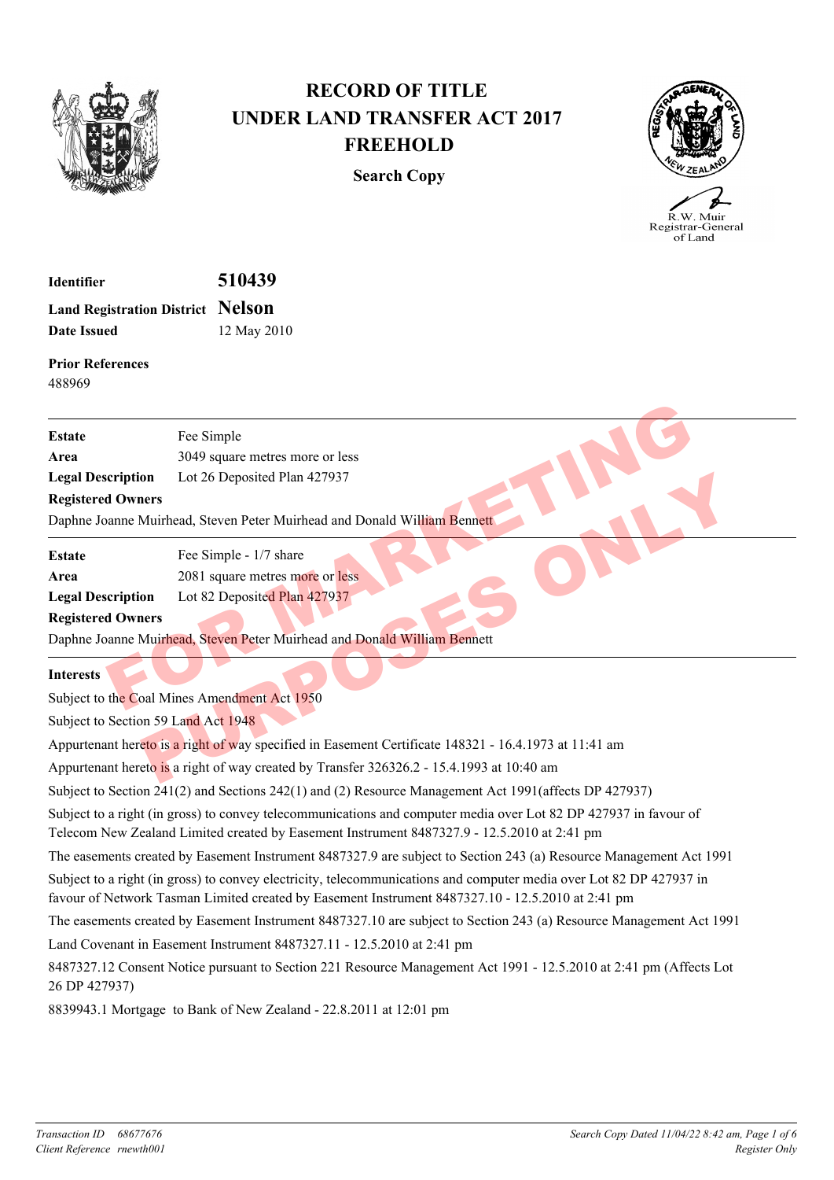# RECORD OF TITLE
# UNDER LAND TRANSFER ACT 2017
# FREEHOLD

**Search Copy**

R.W. Muir
Registrar-General
of Land

**Identifier** **510439**
**Land Registration District** **Nelson**
**Date Issued** 12 May 2010

**Prior References**
488969

---

**Estate** Fee Simple
**Area** 3049 square metres more or less
**Legal Description** Lot 26 Deposited Plan 427937
**Registered Owners**
Daphne Joanne Muirhead, Steven Peter Muirhead and Donald William Bennett

---

**Estate** Fee Simple - 1/7 share
**Area** 2081 square metres more or less
**Legal Description** Lot 82 Deposited Plan 427937
**Registered Owners**
Daphne Joanne Muirhead, Steven Peter Muirhead and Donald William Bennett

---

**Interests**

Subject to the Coal Mines Amendment Act 1950

Subject to Section 59 Land Act 1948

Appurtenant hereto is a right of way specified in Easement Certificate 148321 - 16.4.1973 at 11:41 am

Appurtenant hereto is a right of way created by Transfer 326326.2 - 15.4.1993 at 10:40 am

Subject to Section 241(2) and Sections 242(1) and (2) Resource Management Act 1991(affects DP 427937)

Subject to a right (in gross) to convey telecommunications and computer media over Lot 82 DP 427937 in favour of Telecom New Zealand Limited created by Easement Instrument 8487327.9 - 12.5.2010 at 2:41 pm

The easements created by Easement Instrument 8487327.9 are subject to Section 243 (a) Resource Management Act 1991

Subject to a right (in gross) to convey electricity, telecommunications and computer media over Lot 82 DP 427937 in favour of Network Tasman Limited created by Easement Instrument 8487327.10 - 12.5.2010 at 2:41 pm

The easements created by Easement Instrument 8487327.10 are subject to Section 243 (a) Resource Management Act 1991

Land Covenant in Easement Instrument 8487327.11 - 12.5.2010 at 2:41 pm

8487327.12 Consent Notice pursuant to Section 221 Resource Management Act 1991 - 12.5.2010 at 2:41 pm (Affects Lot 26 DP 427937)

8839943.1 Mortgage to Bank of New Zealand - 22.8.2011 at 12:01 pm

*Transaction ID 68677676*
*Client Reference rnewth001*

*Search Copy Dated 11/04/22 8:42 am*
*Register Only*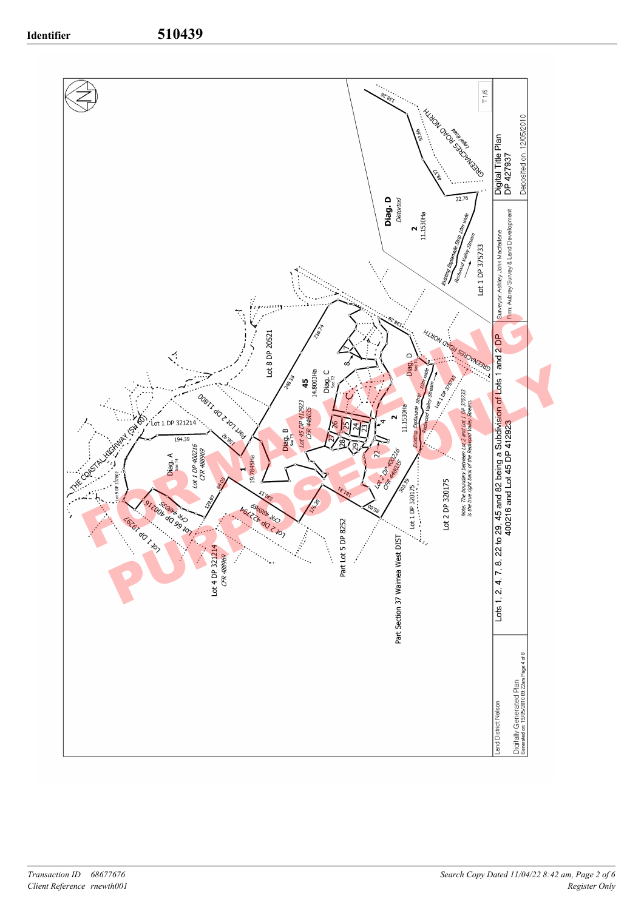**Identifier** **510439**

Lot 1 DP 321214

THE COASTAL HIGHWAY (SH 60)

Lot 8 DP 337802

194.39

Diag. A
See T4

Lot 1 DP 400216
CFR 488969

1
19.7845Ha

Part Lot 2 DP 11800

138.42

Lot 8 DP 20521

246.18

216.74

45
14.8003Ha

Diag. C
See T2

Lot 45 DP 412923
CFR 448035

Diag. B
See T5

26 25 24 23 27 28 29 22 4 7 8

2
11.1530Ha

Diag. D
See T1

GREENACRES ROAD NORTH

138.28

Existing Esplanade Strip 10m wide

Redwood Valley Stream

Lot 1 DP 375733

Lot 2 DP 400216
CFR 448035

Lot 1 DP 19297

Lot 66 DP 400216
CFR 448035

129.97

64.05

330.15

Lot 2 DP 427904
CFR 488969

176.20

181.31

85.00

303.39

Lot 4 DP 321214
CFR 488969

Part Lot 5 DP 8252

Part Section 37 Waimea West DIST

Lot 1 DP 320175

Lot 2 DP 320175

Note: The boundary between Lot 2 and Lot 1 DP 375733 is the true right bank of the Redwood Valley Stream.

Diag. D
Distorted

2
11.1530Ha

138.26

55.96

49.37

22.76

GREENACRES ROAD NORTH
Legal Road

Existing Esplanade Strip 10m wide

Redwood Valley Stream

Lot 1 DP 375733

T1/5

Land District: Nelson

Digitally Generated Plan
Generated on: 19/05/2010 09:22am Page 4 of 8

Lots 1, 2, 4, 7, 8, 22 to 29, 45 and 82 being a Subdivision of Lots 1 and 2 DP 400216 and Lot 45 DP 412923

Surveyor: Ashley John Macfarlane
Firm: Aubrey Survey & Land Development

Digital Title Plan
DP 427937
Deposited on: 12/05/2010

FOR MARKETING PURPOSES ONLY

*Transaction ID 68677676*
*Client Reference rnewth001*

*Search Copy Dated 11/04/22 8:42 am, Page 2 of 6*
*Register Only*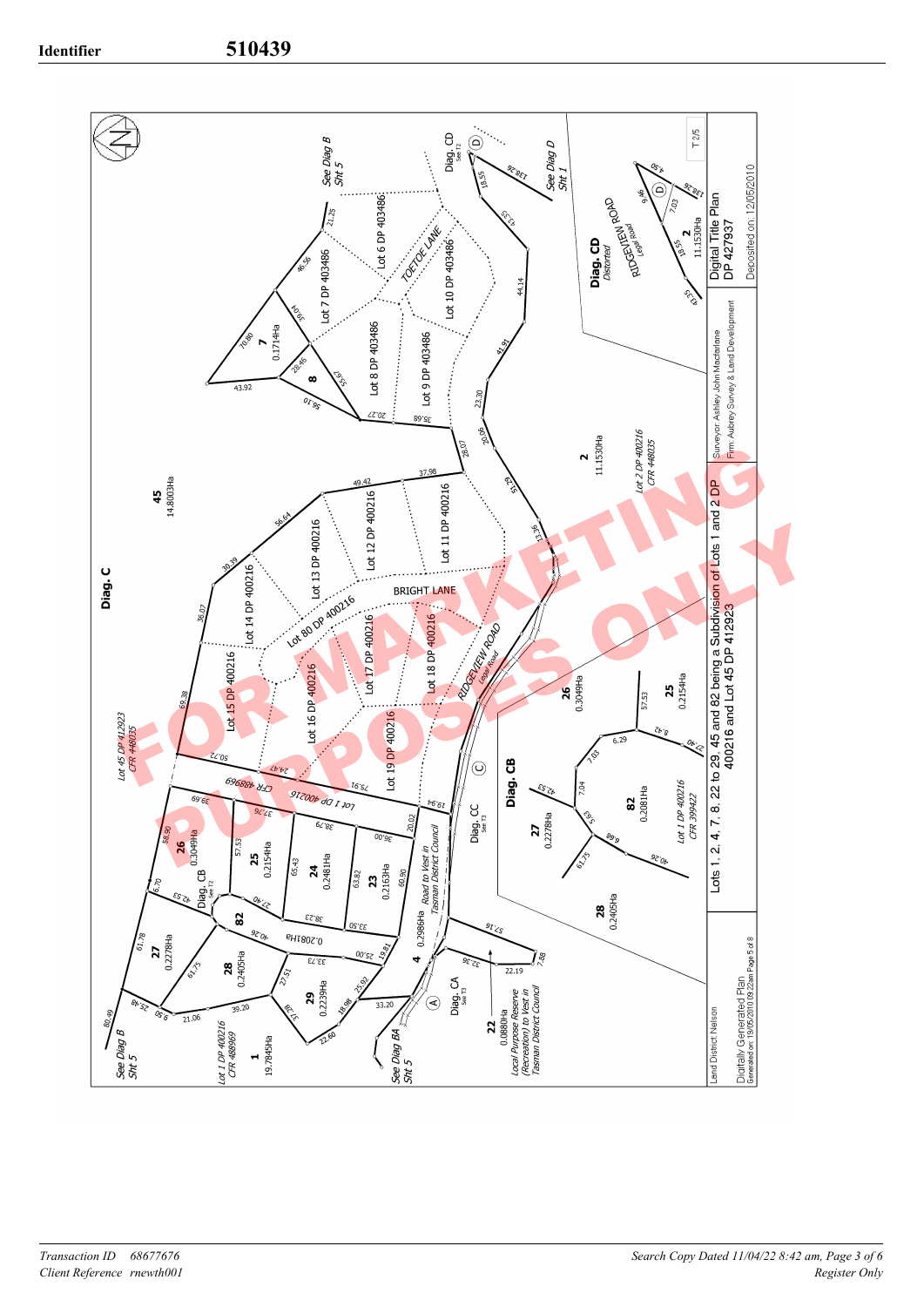**Identifier** **510439**

Diag. C

45
14.8003Ha

Lot 7 DP 403486

Lot 6 DP 403486

TOETOE LANE

Lot 8 DP 403486

Lot 9 DP 403486

Lot 10 DP 403486

7
0.1714Ha

8

Lot 13 DP 400216

Lot 12 DP 400216

Lot 11 DP 400216

Lot 14 DP 400216

BRIGHT LANE

Lot 80 DP 400216

Lot 15 DP 400216

Lot 16 DP 400216

Lot 17 DP 400216

Lot 18 DP 400216

Lot 19 DP 400216

RIDGEVIEW ROAD
Legal Road

Lot 45 DP 412923
CFR 448035

Lot 1 DP 400216
CFR 488969

2
11.1530Ha

Lot 2 DP 400216
CFR 448035

26
0.3049Ha

25
0.2154Ha

24
0.2481Ha

23
0.2163Ha

82
0.2081Ha

27
0.2278Ha

28
0.2405Ha

29
0.2239Ha

4
0.2986Ha
Road to Vest in Tasman District Council

22
0.0880Ha
Local Purpose Reserve (Recreation) to Vest in Tasman District Council

1
19.7845Ha

Lot 1 DP 400216
CFR 488969

See Diag B
Sht 5

See Diag BA
Sht 5

See Diag D
Sht 1

Diag. CA
See T3

Diag. CB
See T2

Diag. CC
See T3

Diag. CD
See T2

Diag. CB

26
0.3049Ha

25
0.2154Ha

82
0.2081Ha

27
0.2278Ha

28
0.2405Ha

Lot 1 DP 400216
CFR 399422

Diag. CD
Distorted

RIDGEVIEW ROAD
Legal Road

2
11.1530Ha

T 2/5

Digital Title Plan
DP 427937

Deposited on: 12/05/2010

Surveyor: Ashley John Macfarlane
Firm: Aubrey Survey & Land Development

Lots 1, 2, 4, 7, 8, 22 to 29, 45 and 82 being a Subdivision of Lots 1 and 2 DP 400216 and Lot 45 DP 412923

Land District: Nelson

Digitally Generated Plan
Generated on: 19/05/2010 09:22am Page 5 of 8

FOR MARKETING PURPOSES ONLY

Transaction ID 68677676
Client Reference rnewth001

Search Copy Dated 11/04/22 8:42 am, Page 3 of 6
Register Only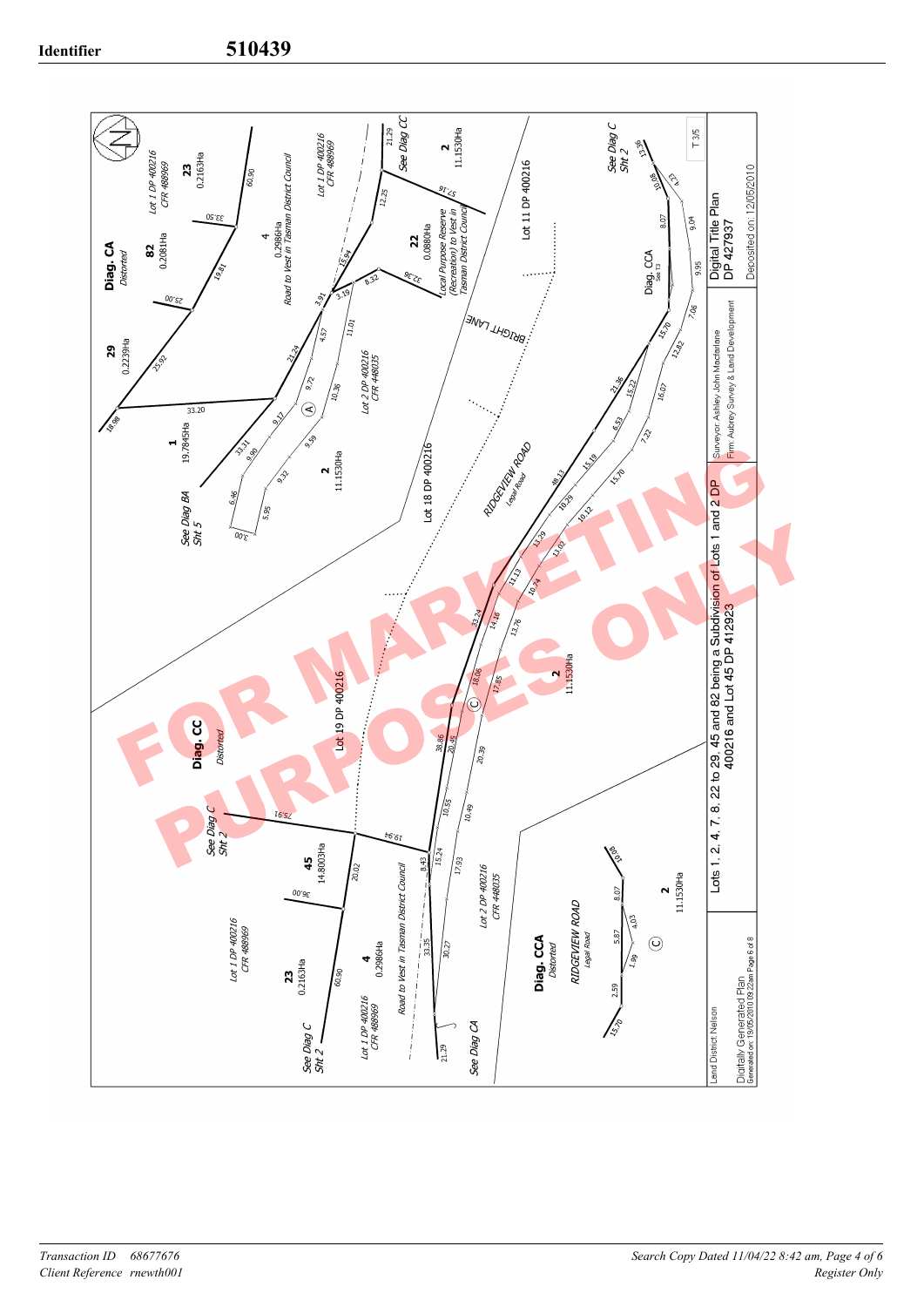**Identifier** **510439**

## Diag. CA
*Distorted*

29
0.2239Ha

82
0.2081Ha

23
0.2163Ha

Lot 1 DP 400216
CFR 488969

4
0.2986Ha
Road to Vest in Tasman District Council

Lot 1 DP 400216
CFR 488969

22
0.0880Ha
Local Purpose Reserve (Recreation) to Vest in Tasman District Council

2
11.1530Ha

See Diag CC

1
19.7845Ha

See Diag BA
Sht 5

2
11.1530Ha

Lot 2 DP 400216
CFR 448035

Lot 18 DP 400216

Lot 11 DP 400216

BRIGHT LANE

RIDGEVIEW ROAD
*Legal Road*

See Diag C
Sht 2

Diag. CCA
See 13

## Diag. CC
*Distorted*

Lot 19 DP 400216

See Diag C
Sht 2

45
14.8003Ha

23
0.2163Ha

Lot 1 DP 400216
CFR 488969

4
0.2986Ha

Lot 1 DP 400216
CFR 488969

Road to Vest in Tasman District Council

Lot 2 DP 400216
CFR 448035

2
11.1530Ha

See Diag C
Sht 2

See Diag CA

## Diag. CCA
*Distorted*

RIDGEVIEW ROAD
*Legal Road*

2
11.1530Ha

FOR MARKETING PURPOSES ONLY

Lots 1, 2, 4, 7, 8, 22 to 29, 45 and 82 being a Subdivision of Lots 1 and 2 DP 400216 and Lot 45 DP 412923

Surveyor: Ashley John Macfarlane
Firm: Aubrey Survey & Land Development

Digital Title Plan
DP 427937

Deposited on: 12/05/2010

T 3/5

Land District: Nelson

Digitally Generated Plan
Generated on: 19/05/2010 09:22am Page 6 of 8

Transaction ID 68677676
Client Reference rnewth001

Search Copy Dated 11/04/22 8:42 am, Page 4 of 6
Register Only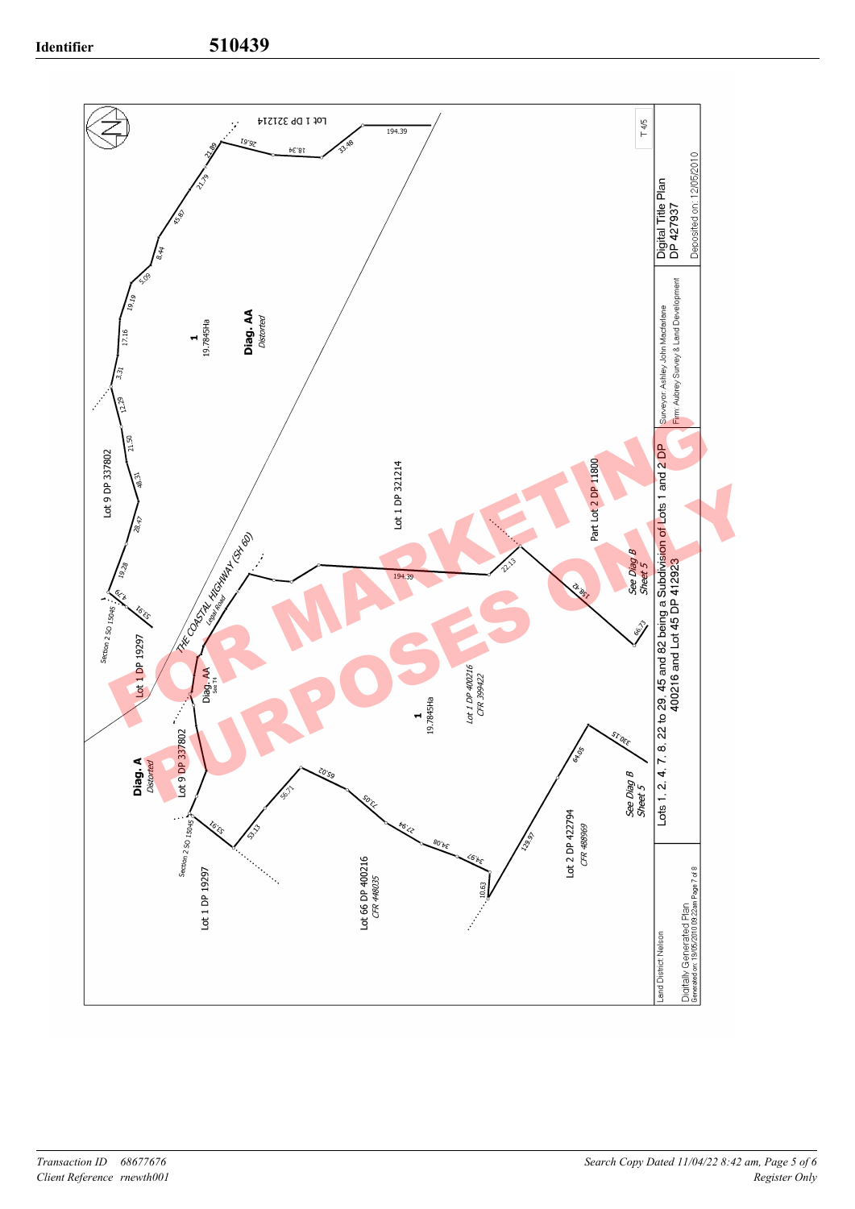**Identifier** **510439**

Lot 1 DP 321214

194.39

Lot 9 DP 337802

1
19.7845Ha

Diag. AA
*Distorted*

Lot 1 DP 321214

194.39

Section 2 SO 15045

Lot 1 DP 19297

THE COASTAL HIGHWAY (SH 60)
*Legal Road*

Diag. AA
*See T4*

Part Lot 2 DP 11800

See Diag B
Sheet 5

1
19.7845Ha

*Lot 1 DP 400216*
*CFR 399422*

Diag. A
*Distorted*

Lot 9 DP 337802

Section 2 SO 15045

Lot 1 DP 19297

Lot 66 DP 400216
*CFR 448035*

Lot 2 DP 422794
*CFR 488969*

See Diag B
Sheet 5

FOR MARKETING PURPOSES ONLY

T 4/5

| Land District: Nelson | Lots 1, 2, 4, 7, 8, 22 to 29, 45 and 82 being a Subdivision of Lots 1 and 2 DP 400216 and Lot 45 DP 412923 | Surveyor: Ashley John Macfarlane<br>Firm: Aubrey Survey & Land Development | Digital Title Plan<br>DP 427937 |
|---|---|---|---|
| Digitally Generated Plan<br>Generated on: 19/05/2010 09:22am Page 7 of 8 | | | Deposited on: 12/05/2010 |

*Transaction ID* 68677676
*Client Reference* rnewth001

*Search Copy Dated 11/04/22 8:42 am, Page 5 of 6*
*Register Only*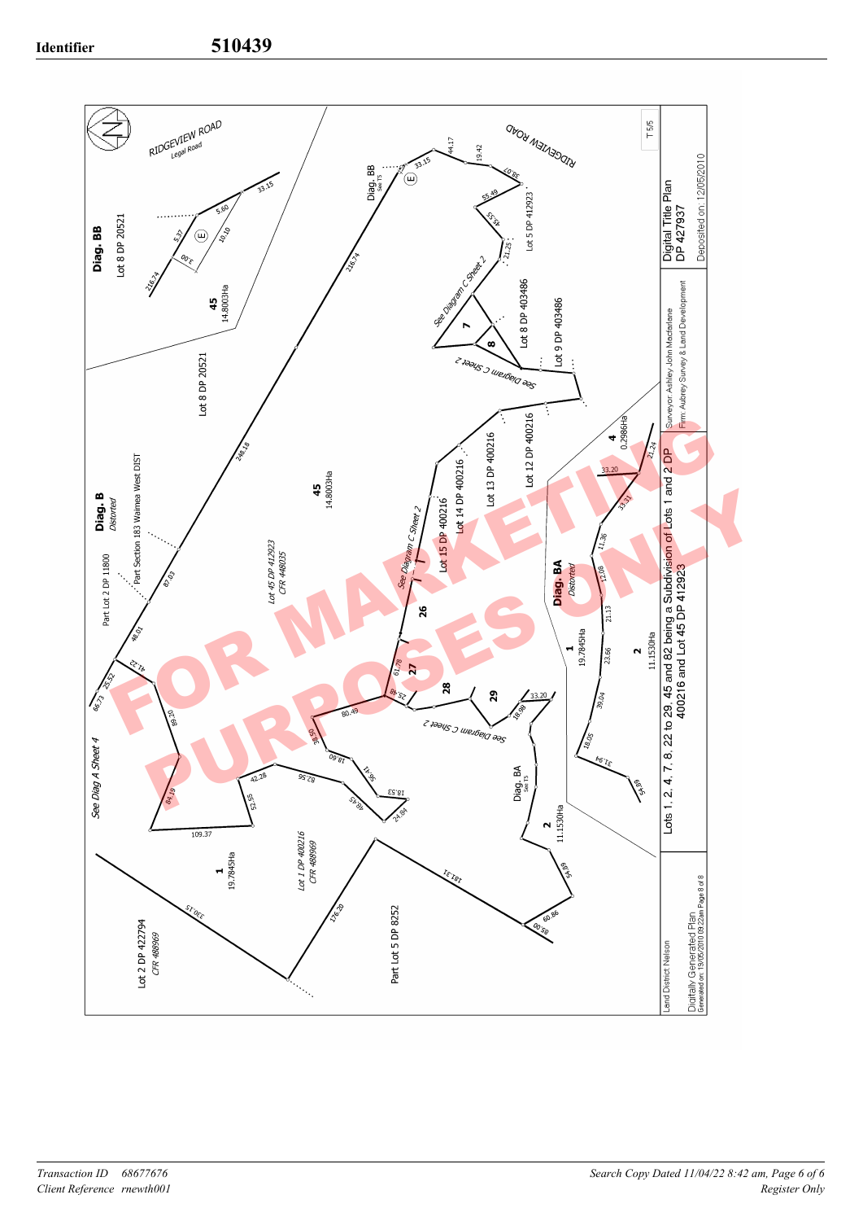**Identifier** **510439**

FOR MARKETING PURPOSES ONLY

RIDGEVIEW ROAD
Legal Road

Diag. BB
Lot 8 DP 20521

216.74
5.37
3.00
5.60
10.10
33.15
(E)
45
14.8003Ha

Diag. BB
See T5
(E)
33.15
44.17
19.42
38.07
RIDGEVIEW ROAD
55.49
45.55
21.25
Lot 5 DP 412923
216.74
See Diagram C Sheet 2
7
8
Lot 8 DP 403486
Lot 9 DP 403486
See Diagram C Sheet 2

Lot 8 DP 20521
248.18
45
14.8003Ha
Lot 12 DP 400216
Lot 13 DP 400216
Lot 14 DP 400216
Lot 15 DP 400216
4
0.2986Ha
21.24
33.20
33.31

Diag. B
Distorted
Part Section 183 Waimea West DIST
Part Lot 2 DP 11800
87.03
48.01
41.22
25.52
66.73
Lot 45 DP 412923
CFR 448035
See Diagram C Sheet 2
26
11.36
12.08
Diag. BA
Distorted
21.13
1
19.7845Ha
23.66
2
11.1530Ha

61.78
27
25.48
28
29
33.20
18.96
39.04
18.05
31.94
54.89
80.49
89.02
38.09
18.60
56.41
See Diagram C Sheet 2

See Diag A Sheet 4
84.19
42.28
52.55
82.56
48.45
18.53
24.84
109.37
Diag. BA
See T5
2
11.1530Ha
54.89

1
19.7845Ha
Lot 1 DP 400216
CFR 488969
181.31
60.86
85.00

Lot 2 DP 422794
CFR 488969
330.15
176.20
Part Lot 5 DP 8252

T 5/5

Digital Title Plan
DP 427937
Deposited on: 12/05/2010

Surveyor: Ashley John Macfarlane
Firm: Aubrey Survey & Land Development

Lots 1, 2, 4, 7, 8, 22 to 29, 45 and 82 being a Subdivision of Lots 1 and 2 DP 400216 and Lot 45 DP 412923

Land District: Nelson

Digitally Generated Plan
Generated on: 19/05/2010 09:22am Page 8 of 8

*Transaction ID* 68677676
*Client Reference* rnewth001

*Search Copy Dated 11/04/22 8:42 am, Page 6 of 6*
*Register Only*